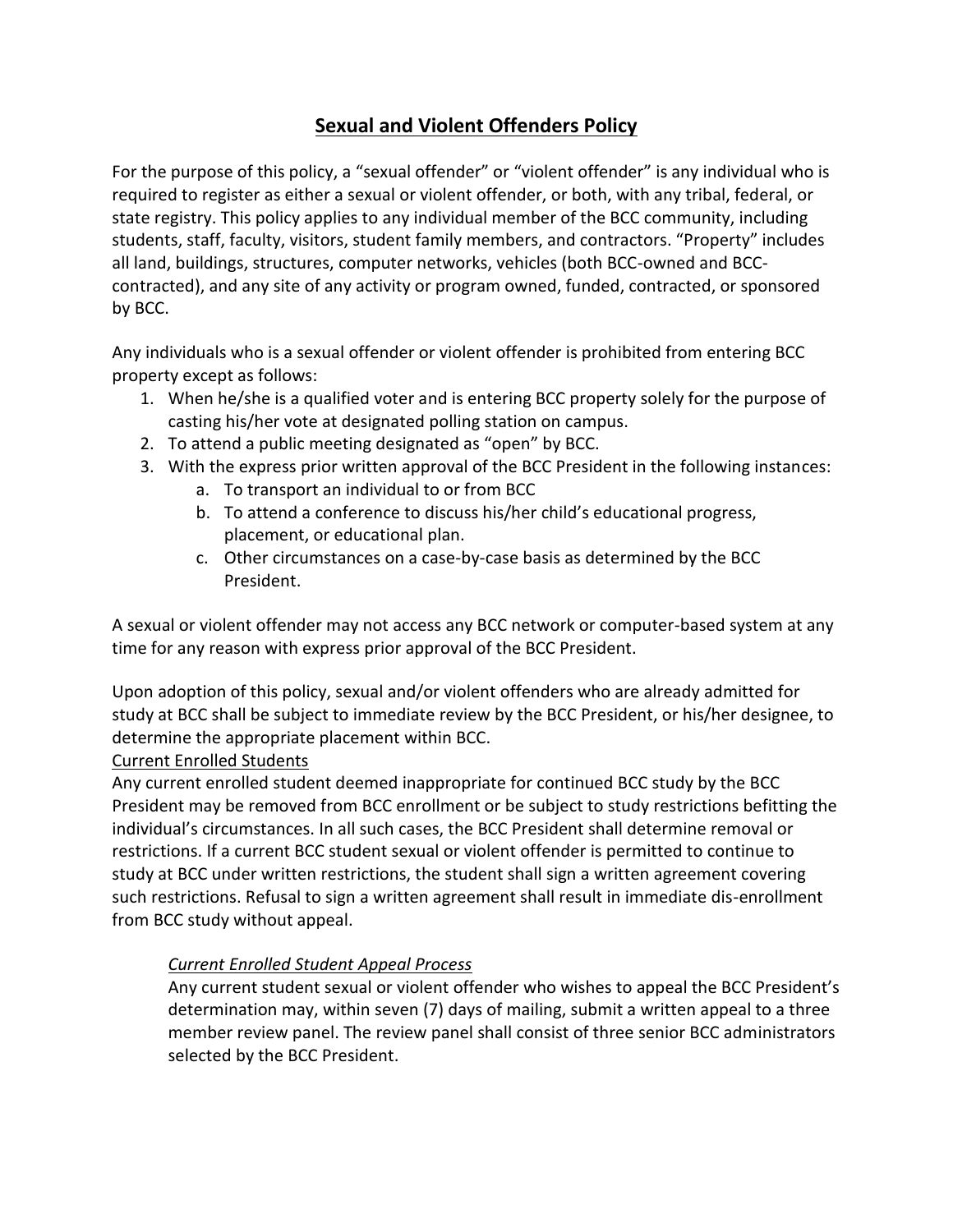# Sexual and Violent Offenders Policy

For the purpose of this policy, a "sexual offender" or "violent offender" is any individual who is required to register as either a sexual or violent offender, or both, with any tribal, federal, or state registry. This policy applies to any individual member of the BCC community, including students, staff, faculty, visitors, student family members, and contractors. "Property" includes all land, buildings, structures, computer networks, vehicles (both BCC-owned and BCC-contracted), and any site of any activity or program owned, funded, contracted, or sponsored by BCC.

Any individuals who is a sexual offender or violent offender is prohibited from entering BCC property except as follows:

1. When he/she is a qualified voter and is entering BCC property solely for the purpose of casting his/her vote at designated polling station on campus.
2. To attend a public meeting designated as "open" by BCC.
3. With the express prior written approval of the BCC President in the following instances:
   a. To transport an individual to or from BCC
   b. To attend a conference to discuss his/her child's educational progress, placement, or educational plan.
   c. Other circumstances on a case-by-case basis as determined by the BCC President.

A sexual or violent offender may not access any BCC network or computer-based system at any time for any reason with express prior approval of the BCC President.

Upon adoption of this policy, sexual and/or violent offenders who are already admitted for study at BCC shall be subject to immediate review by the BCC President, or his/her designee, to determine the appropriate placement within BCC.

Current Enrolled Students

Any current enrolled student deemed inappropriate for continued BCC study by the BCC President may be removed from BCC enrollment or be subject to study restrictions befitting the individual's circumstances. In all such cases, the BCC President shall determine removal or restrictions. If a current BCC student sexual or violent offender is permitted to continue to study at BCC under written restrictions, the student shall sign a written agreement covering such restrictions. Refusal to sign a written agreement shall result in immediate dis-enrollment from BCC study without appeal.

*Current Enrolled Student Appeal Process*

Any current student sexual or violent offender who wishes to appeal the BCC President's determination may, within seven (7) days of mailing, submit a written appeal to a three member review panel. The review panel shall consist of three senior BCC administrators selected by the BCC President.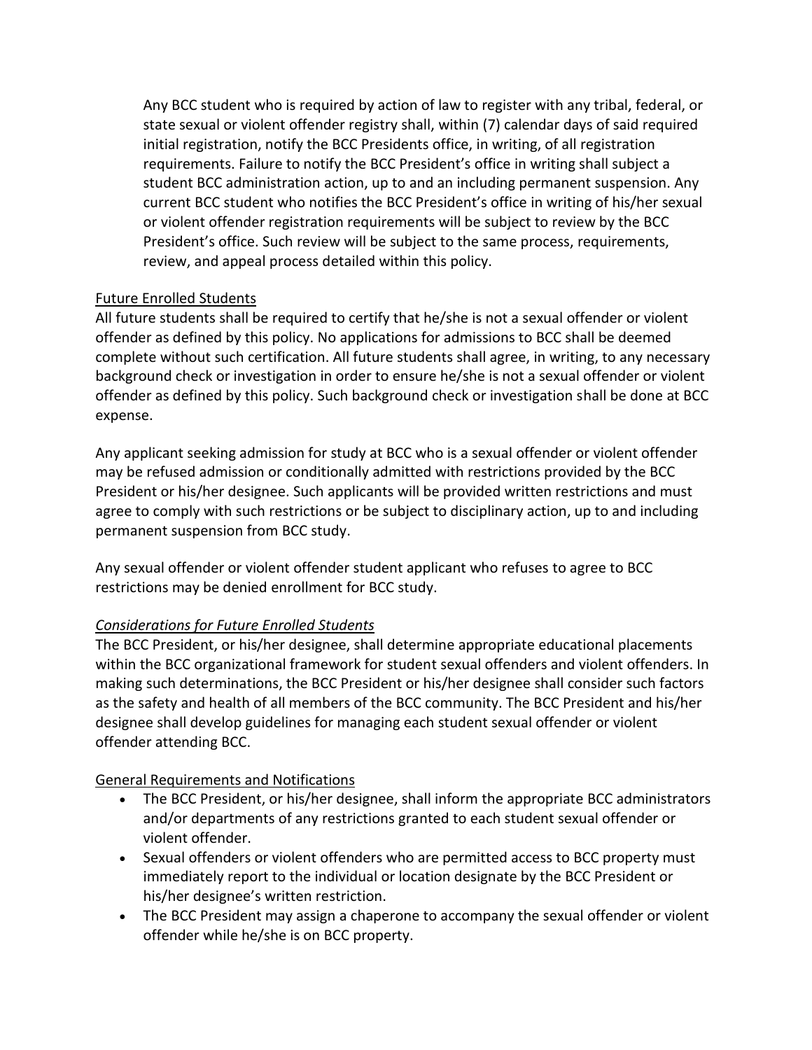Any BCC student who is required by action of law to register with any tribal, federal, or state sexual or violent offender registry shall, within (7) calendar days of said required initial registration, notify the BCC Presidents office, in writing, of all registration requirements. Failure to notify the BCC President's office in writing shall subject a student BCC administration action, up to and an including permanent suspension. Any current BCC student who notifies the BCC President's office in writing of his/her sexual or violent offender registration requirements will be subject to review by the BCC President's office. Such review will be subject to the same process, requirements, review, and appeal process detailed within this policy.

<u>Future Enrolled Students</u>

All future students shall be required to certify that he/she is not a sexual offender or violent offender as defined by this policy. No applications for admissions to BCC shall be deemed complete without such certification. All future students shall agree, in writing, to any necessary background check or investigation in order to ensure he/she is not a sexual offender or violent offender as defined by this policy. Such background check or investigation shall be done at BCC expense.

Any applicant seeking admission for study at BCC who is a sexual offender or violent offender may be refused admission or conditionally admitted with restrictions provided by the BCC President or his/her designee. Such applicants will be provided written restrictions and must agree to comply with such restrictions or be subject to disciplinary action, up to and including permanent suspension from BCC study.

Any sexual offender or violent offender student applicant who refuses to agree to BCC restrictions may be denied enrollment for BCC study.

<u>*Considerations for Future Enrolled Students*</u>

The BCC President, or his/her designee, shall determine appropriate educational placements within the BCC organizational framework for student sexual offenders and violent offenders. In making such determinations, the BCC President or his/her designee shall consider such factors as the safety and health of all members of the BCC community. The BCC President and his/her designee shall develop guidelines for managing each student sexual offender or violent offender attending BCC.

<u>General Requirements and Notifications</u>

- The BCC President, or his/her designee, shall inform the appropriate BCC administrators and/or departments of any restrictions granted to each student sexual offender or violent offender.
- Sexual offenders or violent offenders who are permitted access to BCC property must immediately report to the individual or location designate by the BCC President or his/her designee's written restriction.
- The BCC President may assign a chaperone to accompany the sexual offender or violent offender while he/she is on BCC property.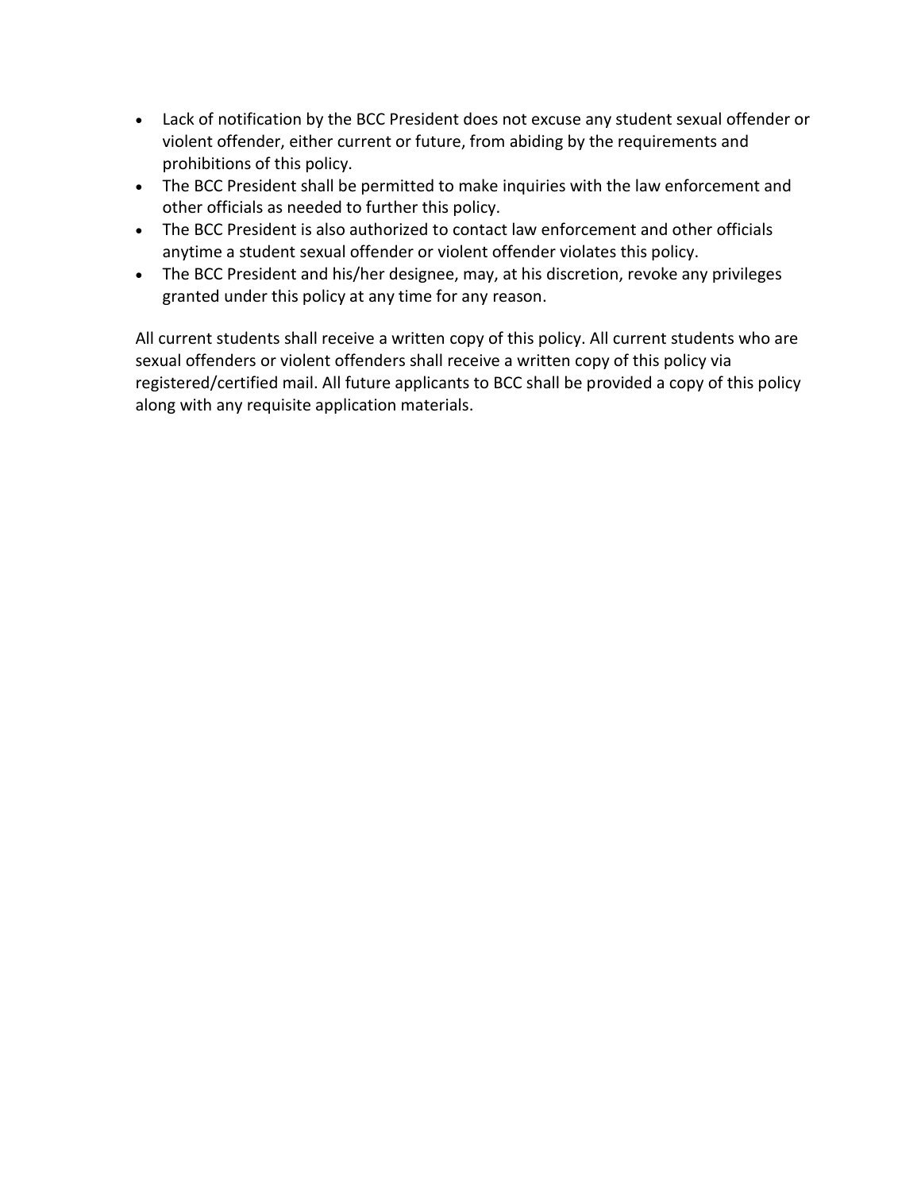- Lack of notification by the BCC President does not excuse any student sexual offender or violent offender, either current or future, from abiding by the requirements and prohibitions of this policy.
- The BCC President shall be permitted to make inquiries with the law enforcement and other officials as needed to further this policy.
- The BCC President is also authorized to contact law enforcement and other officials anytime a student sexual offender or violent offender violates this policy.
- The BCC President and his/her designee, may, at his discretion, revoke any privileges granted under this policy at any time for any reason.

All current students shall receive a written copy of this policy. All current students who are sexual offenders or violent offenders shall receive a written copy of this policy via registered/certified mail. All future applicants to BCC shall be provided a copy of this policy along with any requisite application materials.